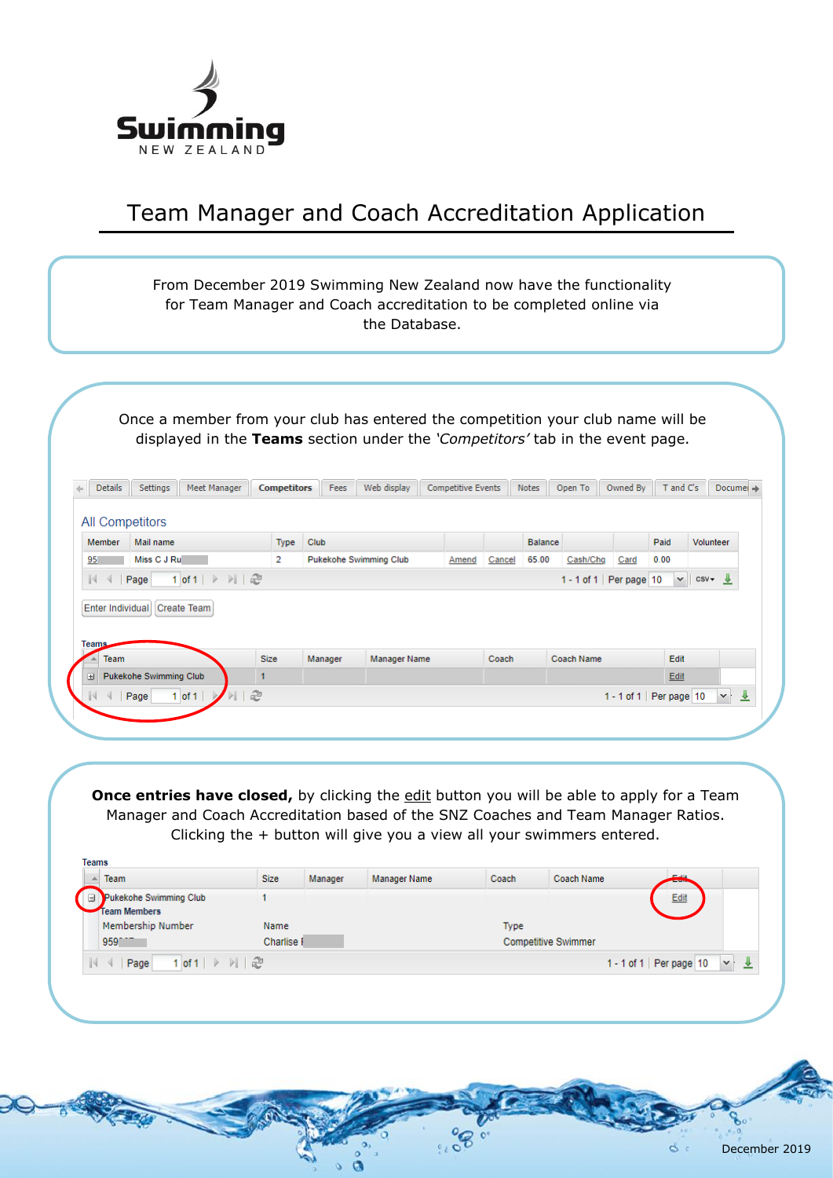Swimming NEW ZEALAND

# Team Manager and Coach Accreditation Application

From December 2019 Swimming New Zealand now have the functionality for Team Manager and Coach accreditation to be completed online via the Database.

Once a member from your club has entered the competition your club name will be displayed in the **Teams** section under the *'Competitors'* tab in the event page.

Details | Settings | Meet Manager | **Competitors** | Fees | Web display | Competitive Events | Notes | Open To | Owned By | T and C's | Documen

All Competitors

| Member | Mail name | Type | Club | | | Balance | | | Paid | Volunteer |
|---|---|---|---|---|---|---|---|---|---|---|
| 95 | Miss C J Ru | 2 | Pukekohe Swimming Club | Amend | Cancel | 65.00 | Cash/Chq | Card | 0.00 | |

Page 1 of 1 — 1 - 1 of 1 Per page 10

Enter Individual | Create Team

Teams

| Team | Size | Manager | Manager Name | Coach | Coach Name | Edit |
|---|---|---|---|---|---|---|
| Pukekohe Swimming Club | 1 | | | | | Edit |

Page 1 of 1 — 1 - 1 of 1 Per page 10

**Once entries have closed,** by clicking the edit button you will be able to apply for a Team Manager and Coach Accreditation based of the SNZ Coaches and Team Manager Ratios. Clicking the + button will give you a view all your swimmers entered.

Teams

| Team | Size | Manager | Manager Name | Coach | Coach Name | Edit |
|---|---|---|---|---|---|---|
| Pukekohe Swimming Club | 1 | | | | | Edit |

Team Members

| Membership Number | Name | Type |
|---|---|---|
| 959 | Charlise | Competitive Swimmer |

Page 1 of 1 — 1 - 1 of 1 Per page 10

December 2019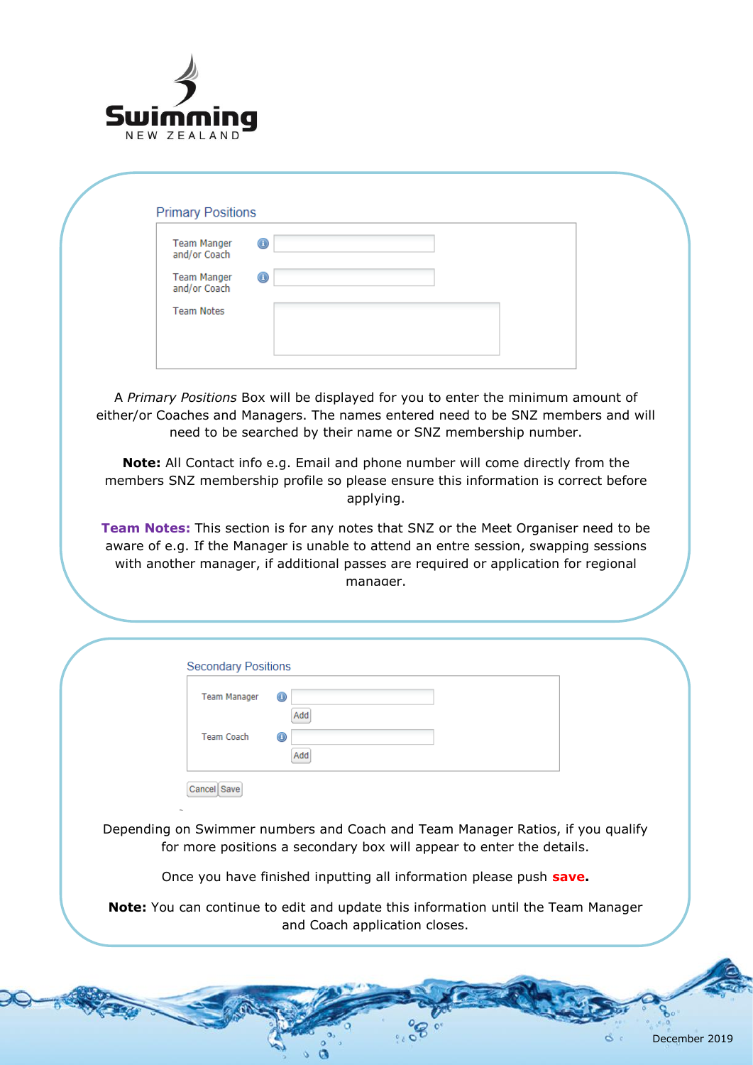Swimming NEW ZEALAND

Primary Positions

Team Manger and/or Coach

Team Manger and/or Coach

Team Notes

A *Primary Positions* Box will be displayed for you to enter the minimum amount of either/or Coaches and Managers. The names entered need to be SNZ members and will need to be searched by their name or SNZ membership number.

**Note:** All Contact info e.g. Email and phone number will come directly from the members SNZ membership profile so please ensure this information is correct before applying.

**Team Notes:** This section is for any notes that SNZ or the Meet Organiser need to be aware of e.g. If the Manager is unable to attend an entre session, swapping sessions with another manager, if additional passes are required or application for regional manager.

Secondary Positions

Team Manager

Add

Team Coach

Add

Cancel Save

Depending on Swimmer numbers and Coach and Team Manager Ratios, if you qualify for more positions a secondary box will appear to enter the details.

Once you have finished inputting all information please push **save.**

**Note:** You can continue to edit and update this information until the Team Manager and Coach application closes.

December 2019